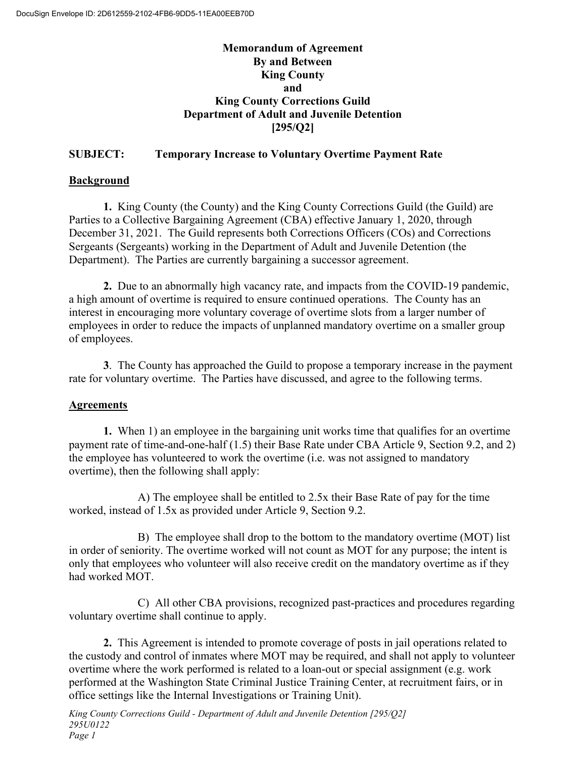**Memorandum of Agreement**
**By and Between**
**King County**
**and**
**King County Corrections Guild**
**Department of Adult and Juvenile Detention**
**[295/Q2]**

**SUBJECT: Temporary Increase to Voluntary Overtime Payment Rate**

## Background

**1.** King County (the County) and the King County Corrections Guild (the Guild) are Parties to a Collective Bargaining Agreement (CBA) effective January 1, 2020, through December 31, 2021. The Guild represents both Corrections Officers (COs) and Corrections Sergeants (Sergeants) working in the Department of Adult and Juvenile Detention (the Department). The Parties are currently bargaining a successor agreement.

**2.** Due to an abnormally high vacancy rate, and impacts from the COVID-19 pandemic, a high amount of overtime is required to ensure continued operations. The County has an interest in encouraging more voluntary coverage of overtime slots from a larger number of employees in order to reduce the impacts of unplanned mandatory overtime on a smaller group of employees.

**3**. The County has approached the Guild to propose a temporary increase in the payment rate for voluntary overtime. The Parties have discussed, and agree to the following terms.

## Agreements

**1.** When 1) an employee in the bargaining unit works time that qualifies for an overtime payment rate of time-and-one-half (1.5) their Base Rate under CBA Article 9, Section 9.2, and 2) the employee has volunteered to work the overtime (i.e. was not assigned to mandatory overtime), then the following shall apply:

A) The employee shall be entitled to 2.5x their Base Rate of pay for the time worked, instead of 1.5x as provided under Article 9, Section 9.2.

B) The employee shall drop to the bottom to the mandatory overtime (MOT) list in order of seniority. The overtime worked will not count as MOT for any purpose; the intent is only that employees who volunteer will also receive credit on the mandatory overtime as if they had worked MOT.

C) All other CBA provisions, recognized past-practices and procedures regarding voluntary overtime shall continue to apply.

**2.** This Agreement is intended to promote coverage of posts in jail operations related to the custody and control of inmates where MOT may be required, and shall not apply to volunteer overtime where the work performed is related to a loan-out or special assignment (e.g. work performed at the Washington State Criminal Justice Training Center, at recruitment fairs, or in office settings like the Internal Investigations or Training Unit).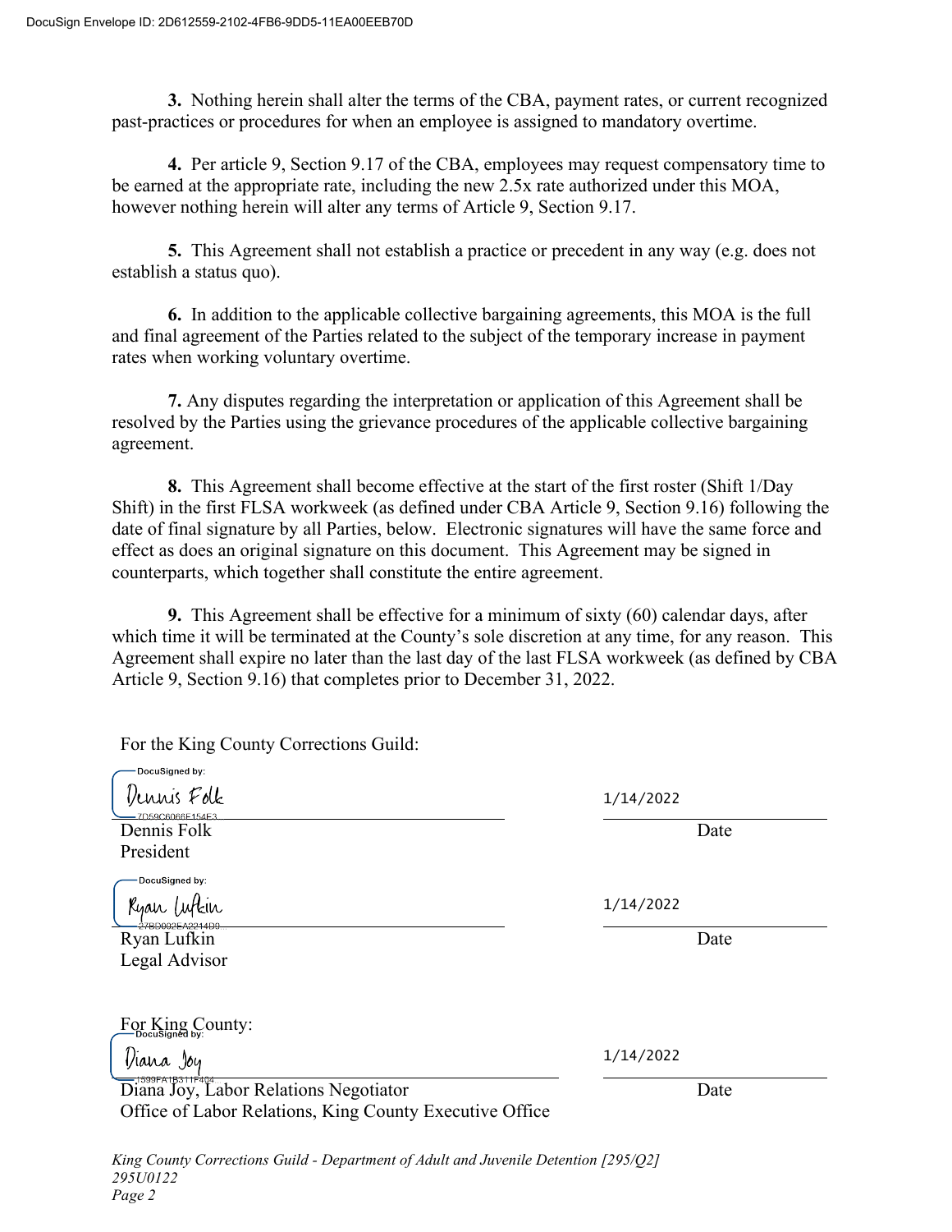**3.** Nothing herein shall alter the terms of the CBA, payment rates, or current recognized past-practices or procedures for when an employee is assigned to mandatory overtime.

**4.** Per article 9, Section 9.17 of the CBA, employees may request compensatory time to be earned at the appropriate rate, including the new 2.5x rate authorized under this MOA, however nothing herein will alter any terms of Article 9, Section 9.17.

**5.** This Agreement shall not establish a practice or precedent in any way (e.g. does not establish a status quo).

**6.** In addition to the applicable collective bargaining agreements, this MOA is the full and final agreement of the Parties related to the subject of the temporary increase in payment rates when working voluntary overtime.

**7.** Any disputes regarding the interpretation or application of this Agreement shall be resolved by the Parties using the grievance procedures of the applicable collective bargaining agreement.

**8.** This Agreement shall become effective at the start of the first roster (Shift 1/Day Shift) in the first FLSA workweek (as defined under CBA Article 9, Section 9.16) following the date of final signature by all Parties, below. Electronic signatures will have the same force and effect as does an original signature on this document. This Agreement may be signed in counterparts, which together shall constitute the entire agreement.

**9.** This Agreement shall be effective for a minimum of sixty (60) calendar days, after which time it will be terminated at the County's sole discretion at any time, for any reason. This Agreement shall expire no later than the last day of the last FLSA workweek (as defined by CBA Article 9, Section 9.16) that completes prior to December 31, 2022.

For the King County Corrections Guild:

DocuSigned by: Dennis Folk
7D59C6066E154E3

Dennis Folk
President

Date: 1/14/2022

DocuSigned by: Ryan Lufkin
27BD002EA2214D8

Ryan Lufkin
Legal Advisor

Date: 1/14/2022

For King County:

DocuSigned by: Diana Joy
1599FA1B311F404

Diana Joy, Labor Relations Negotiator
Office of Labor Relations, King County Executive Office

Date: 1/14/2022

*King County Corrections Guild - Department of Adult and Juvenile Detention [295/Q2]*
*295U0122*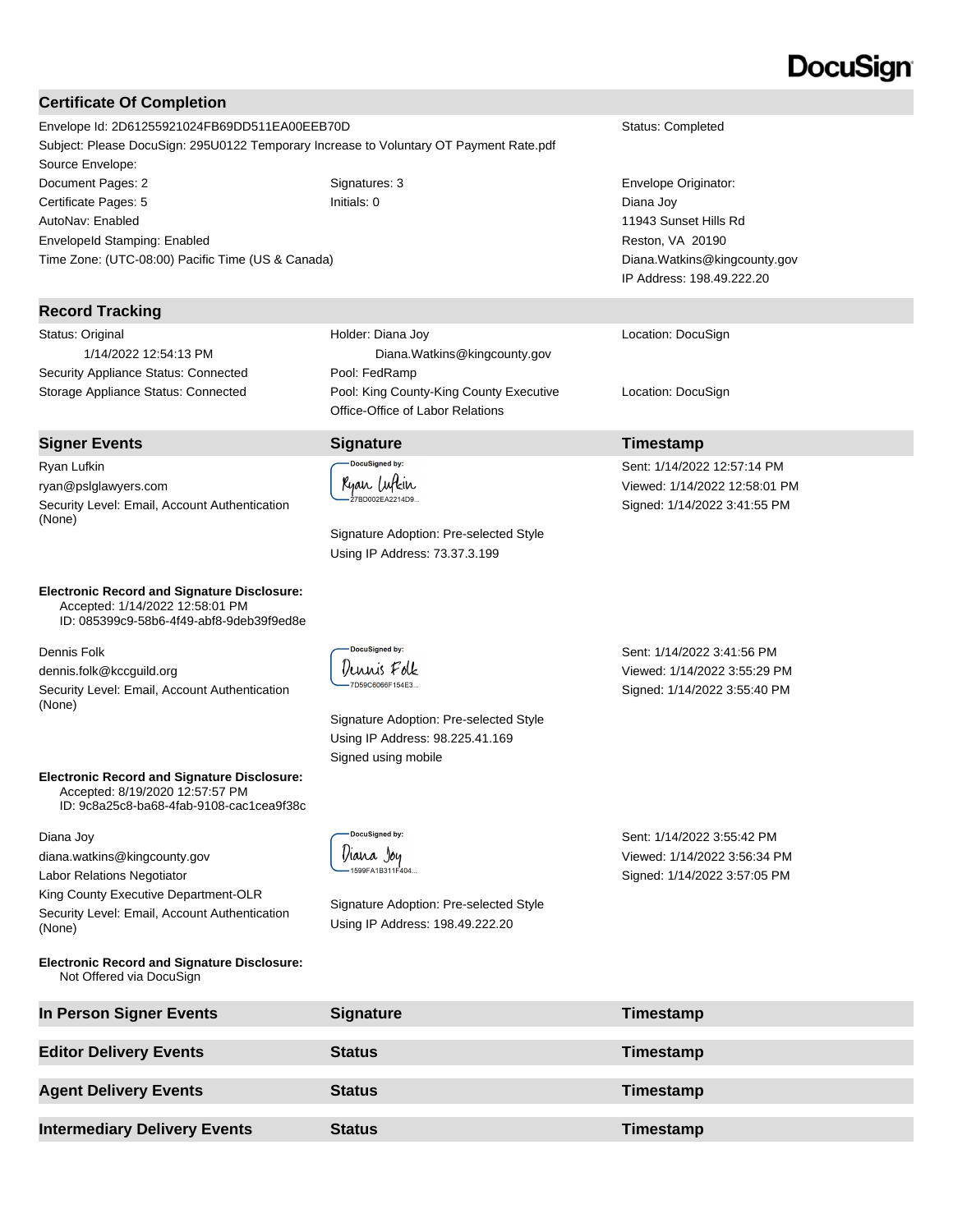DocuSign

## Certificate Of Completion

Envelope Id: 2D61255921024FB69DD511EA00EEB70D

Status: Completed

Subject: Please DocuSign: 295U0122 Temporary Increase to Voluntary OT Payment Rate.pdf

Source Envelope:

| | | |
|---|---|---|
| Document Pages: 2 | Signatures: 3 | Envelope Originator: |
| Certificate Pages: 5 | Initials: 0 | Diana Joy |
| AutoNav: Enabled | | 11943 Sunset Hills Rd |
| EnvelopeId Stamping: Enabled | | Reston, VA 20190 |
| Time Zone: (UTC-08:00) Pacific Time (US & Canada) | | Diana.Watkins@kingcounty.gov |
| | | IP Address: 198.49.222.20 |

## Record Tracking

| | | |
|---|---|---|
| Status: Original<br>1/14/2022 12:54:13 PM | Holder: Diana Joy<br>Diana.Watkins@kingcounty.gov | Location: DocuSign |
| Security Appliance Status: Connected | Pool: FedRamp | |
| Storage Appliance Status: Connected | Pool: King County-King County Executive Office-Office of Labor Relations | Location: DocuSign |

## Signer Events

| Signer Events | Signature | Timestamp |
|---|---|---|
| Ryan Lufkin<br>ryan@pslglawyers.com<br>Security Level: Email, Account Authentication (None) | DocuSigned by: Ryan Lufkin<br>27BD002EA2214D9...<br>Signature Adoption: Pre-selected Style<br>Using IP Address: 73.37.3.199 | Sent: 1/14/2022 12:57:14 PM<br>Viewed: 1/14/2022 12:58:01 PM<br>Signed: 1/14/2022 3:41:55 PM |

**Electronic Record and Signature Disclosure:**
Accepted: 1/14/2022 12:58:01 PM
ID: 085399c9-58b6-4f49-abf8-9deb39f9ed8e

| Signer Events | Signature | Timestamp |
|---|---|---|
| Dennis Folk<br>dennis.folk@kccguild.org<br>Security Level: Email, Account Authentication (None) | DocuSigned by: Dennis Folk<br>7D59C6066F154E3...<br>Signature Adoption: Pre-selected Style<br>Using IP Address: 98.225.41.169<br>Signed using mobile | Sent: 1/14/2022 3:41:56 PM<br>Viewed: 1/14/2022 3:55:29 PM<br>Signed: 1/14/2022 3:55:40 PM |

**Electronic Record and Signature Disclosure:**
Accepted: 8/19/2020 12:57:57 PM
ID: 9c8a25c8-ba68-4fab-9108-cac1cea9f38c

| Signer Events | Signature | Timestamp |
|---|---|---|
| Diana Joy<br>diana.watkins@kingcounty.gov<br>Labor Relations Negotiator<br>King County Executive Department-OLR<br>Security Level: Email, Account Authentication (None) | DocuSigned by: Diana Joy<br>1599FA1B311F404...<br>Signature Adoption: Pre-selected Style<br>Using IP Address: 198.49.222.20 | Sent: 1/14/2022 3:55:42 PM<br>Viewed: 1/14/2022 3:56:34 PM<br>Signed: 1/14/2022 3:57:05 PM |

**Electronic Record and Signature Disclosure:**
Not Offered via DocuSign

| In Person Signer Events | Signature | Timestamp |
|---|---|---|

| Editor Delivery Events | Status | Timestamp |
|---|---|---|

| Agent Delivery Events | Status | Timestamp |
|---|---|---|

| Intermediary Delivery Events | Status | Timestamp |
|---|---|---|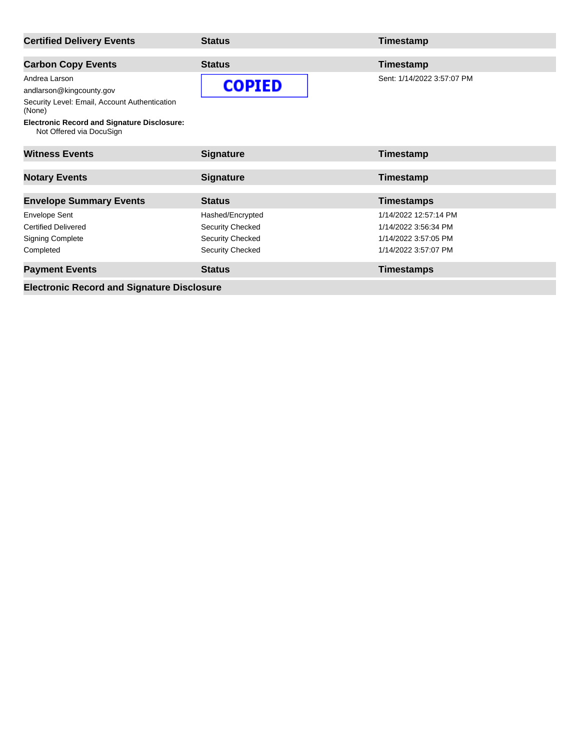| Certified Delivery Events | Status | Timestamp |
| --- | --- | --- |

| Carbon Copy Events | Status | Timestamp |
| --- | --- | --- |
| Andrea Larson<br>andlarson@kingcounty.gov<br>Security Level: Email, Account Authentication (None)<br>**Electronic Record and Signature Disclosure:**<br>Not Offered via DocuSign | COPIED | Sent: 1/14/2022 3:57:07 PM |

| Witness Events | Signature | Timestamp |
| --- | --- | --- |

| Notary Events | Signature | Timestamp |
| --- | --- | --- |

| Envelope Summary Events | Status | Timestamps |
| --- | --- | --- |
| Envelope Sent | Hashed/Encrypted | 1/14/2022 12:57:14 PM |
| Certified Delivered | Security Checked | 1/14/2022 3:56:34 PM |
| Signing Complete | Security Checked | 1/14/2022 3:57:05 PM |
| Completed | Security Checked | 1/14/2022 3:57:07 PM |

| Payment Events | Status | Timestamps |
| --- | --- | --- |

**Electronic Record and Signature Disclosure**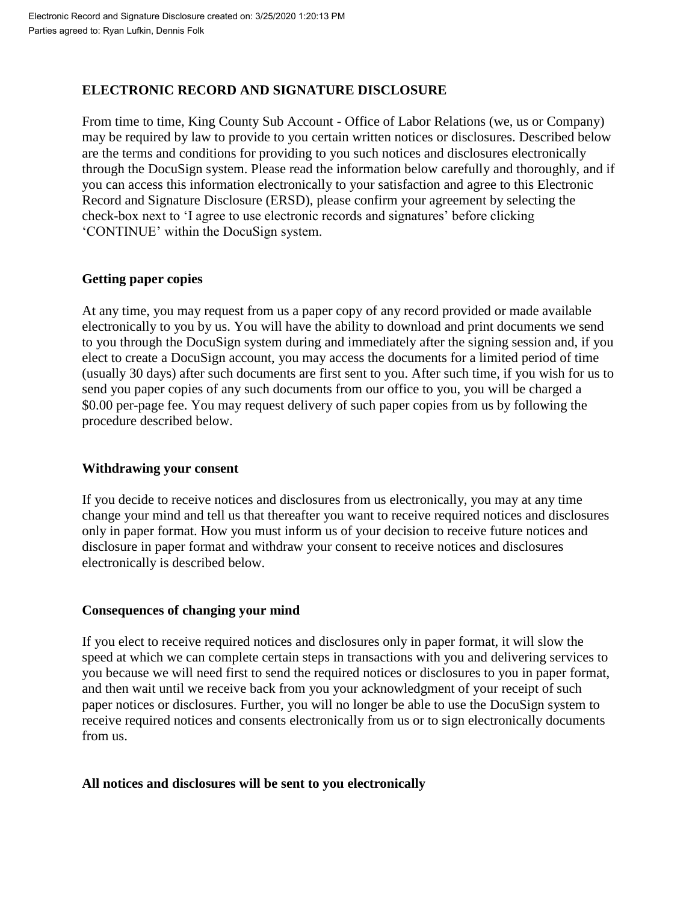Electronic Record and Signature Disclosure created on: 3/25/2020 1:20:13 PM
Parties agreed to: Ryan Lufkin, Dennis Folk

## ELECTRONIC RECORD AND SIGNATURE DISCLOSURE

From time to time, King County Sub Account - Office of Labor Relations (we, us or Company) may be required by law to provide to you certain written notices or disclosures. Described below are the terms and conditions for providing to you such notices and disclosures electronically through the DocuSign system. Please read the information below carefully and thoroughly, and if you can access this information electronically to your satisfaction and agree to this Electronic Record and Signature Disclosure (ERSD), please confirm your agreement by selecting the check-box next to 'I agree to use electronic records and signatures' before clicking 'CONTINUE' within the DocuSign system.

### Getting paper copies

At any time, you may request from us a paper copy of any record provided or made available electronically to you by us. You will have the ability to download and print documents we send to you through the DocuSign system during and immediately after the signing session and, if you elect to create a DocuSign account, you may access the documents for a limited period of time (usually 30 days) after such documents are first sent to you. After such time, if you wish for us to send you paper copies of any such documents from our office to you, you will be charged a $0.00 per-page fee. You may request delivery of such paper copies from us by following the procedure described below.

### Withdrawing your consent

If you decide to receive notices and disclosures from us electronically, you may at any time change your mind and tell us that thereafter you want to receive required notices and disclosures only in paper format. How you must inform us of your decision to receive future notices and disclosure in paper format and withdraw your consent to receive notices and disclosures electronically is described below.

### Consequences of changing your mind

If you elect to receive required notices and disclosures only in paper format, it will slow the speed at which we can complete certain steps in transactions with you and delivering services to you because we will need first to send the required notices or disclosures to you in paper format, and then wait until we receive back from you your acknowledgment of your receipt of such paper notices or disclosures. Further, you will no longer be able to use the DocuSign system to receive required notices and consents electronically from us or to sign electronically documents from us.

### All notices and disclosures will be sent to you electronically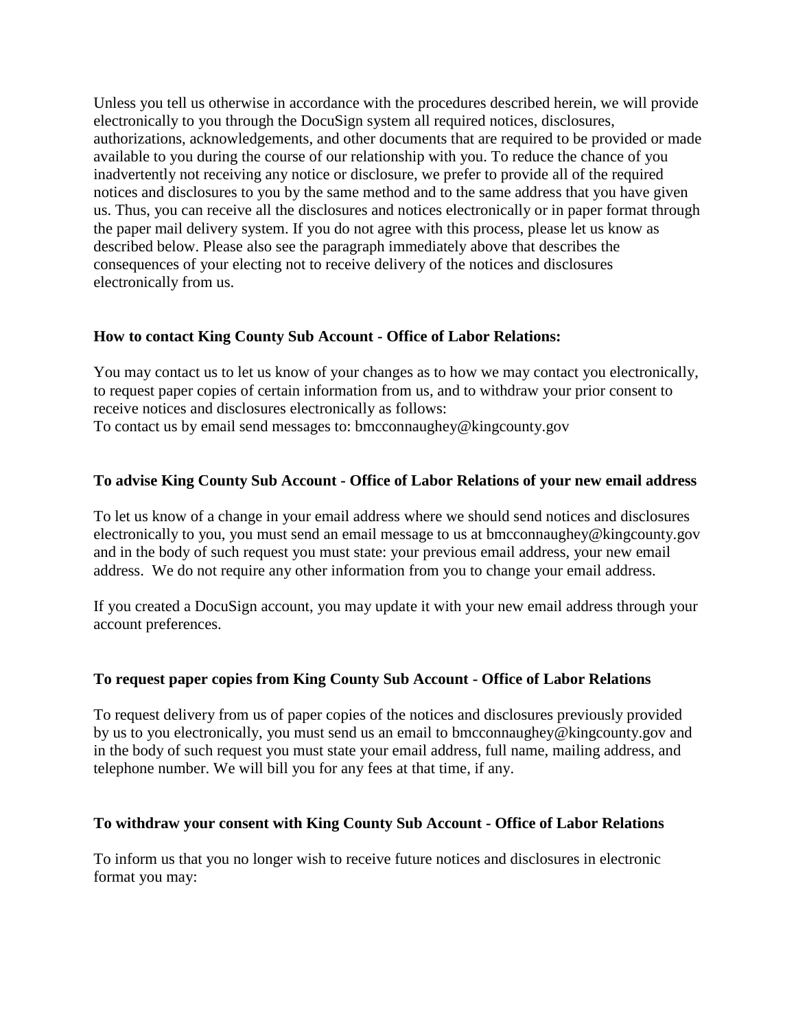Unless you tell us otherwise in accordance with the procedures described herein, we will provide electronically to you through the DocuSign system all required notices, disclosures, authorizations, acknowledgements, and other documents that are required to be provided or made available to you during the course of our relationship with you. To reduce the chance of you inadvertently not receiving any notice or disclosure, we prefer to provide all of the required notices and disclosures to you by the same method and to the same address that you have given us. Thus, you can receive all the disclosures and notices electronically or in paper format through the paper mail delivery system. If you do not agree with this process, please let us know as described below. Please also see the paragraph immediately above that describes the consequences of your electing not to receive delivery of the notices and disclosures electronically from us.

**How to contact King County Sub Account - Office of Labor Relations:**

You may contact us to let us know of your changes as to how we may contact you electronically, to request paper copies of certain information from us, and to withdraw your prior consent to receive notices and disclosures electronically as follows:
To contact us by email send messages to: bmcconnaughey@kingcounty.gov

**To advise King County Sub Account - Office of Labor Relations of your new email address**

To let us know of a change in your email address where we should send notices and disclosures electronically to you, you must send an email message to us at bmcconnaughey@kingcounty.gov and in the body of such request you must state: your previous email address, your new email address. We do not require any other information from you to change your email address.

If you created a DocuSign account, you may update it with your new email address through your account preferences.

**To request paper copies from King County Sub Account - Office of Labor Relations**

To request delivery from us of paper copies of the notices and disclosures previously provided by us to you electronically, you must send us an email to bmcconnaughey@kingcounty.gov and in the body of such request you must state your email address, full name, mailing address, and telephone number. We will bill you for any fees at that time, if any.

**To withdraw your consent with King County Sub Account - Office of Labor Relations**

To inform us that you no longer wish to receive future notices and disclosures in electronic format you may: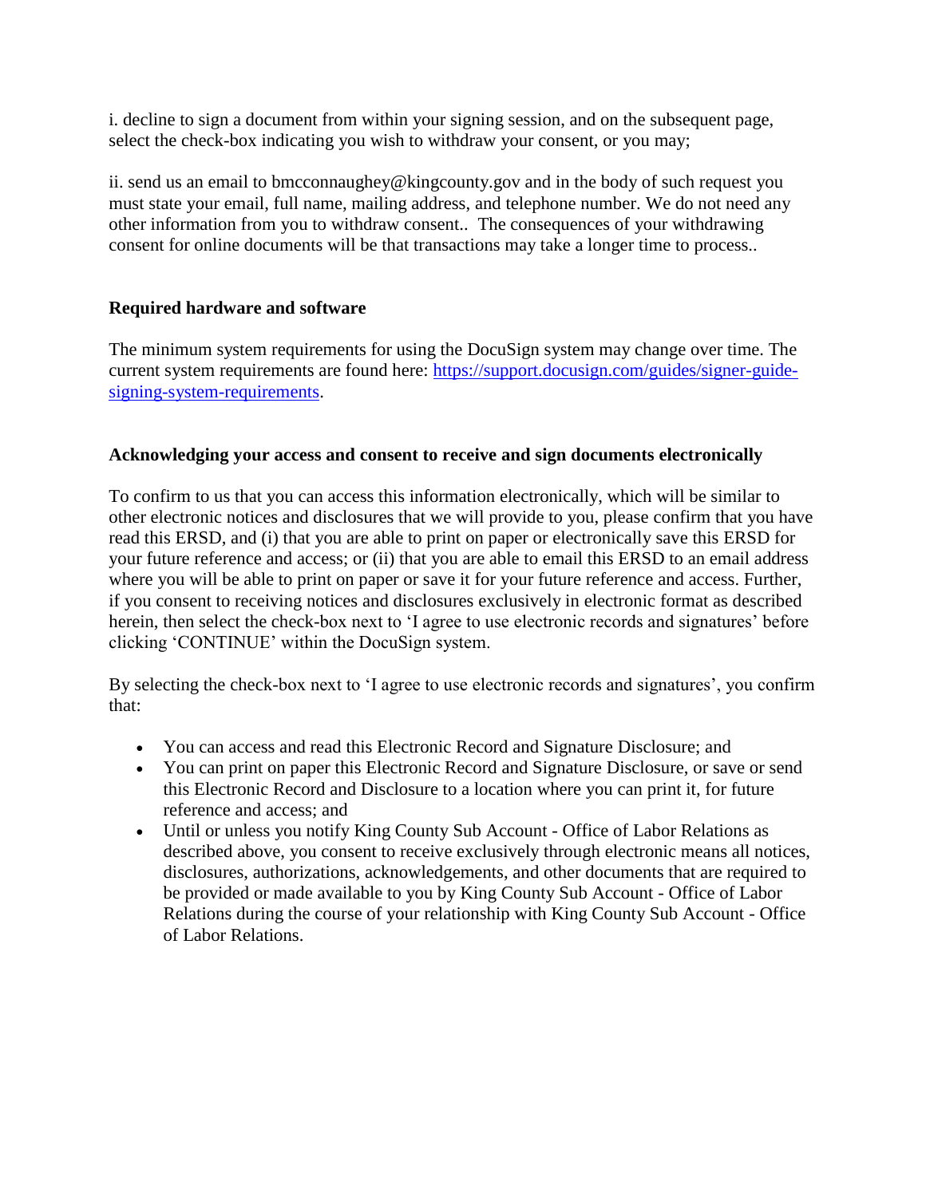i. decline to sign a document from within your signing session, and on the subsequent page, select the check-box indicating you wish to withdraw your consent, or you may;

ii. send us an email to bmcconnaughey@kingcounty.gov and in the body of such request you must state your email, full name, mailing address, and telephone number. We do not need any other information from you to withdraw consent.. The consequences of your withdrawing consent for online documents will be that transactions may take a longer time to process..

**Required hardware and software**

The minimum system requirements for using the DocuSign system may change over time. The current system requirements are found here: [https://support.docusign.com/guides/signer-guide-signing-system-requirements](https://support.docusign.com/guides/signer-guide-signing-system-requirements).

**Acknowledging your access and consent to receive and sign documents electronically**

To confirm to us that you can access this information electronically, which will be similar to other electronic notices and disclosures that we will provide to you, please confirm that you have read this ERSD, and (i) that you are able to print on paper or electronically save this ERSD for your future reference and access; or (ii) that you are able to email this ERSD to an email address where you will be able to print on paper or save it for your future reference and access. Further, if you consent to receiving notices and disclosures exclusively in electronic format as described herein, then select the check-box next to 'I agree to use electronic records and signatures' before clicking 'CONTINUE' within the DocuSign system.

By selecting the check-box next to 'I agree to use electronic records and signatures', you confirm that:

- You can access and read this Electronic Record and Signature Disclosure; and
- You can print on paper this Electronic Record and Signature Disclosure, or save or send this Electronic Record and Disclosure to a location where you can print it, for future reference and access; and
- Until or unless you notify King County Sub Account - Office of Labor Relations as described above, you consent to receive exclusively through electronic means all notices, disclosures, authorizations, acknowledgements, and other documents that are required to be provided or made available to you by King County Sub Account - Office of Labor Relations during the course of your relationship with King County Sub Account - Office of Labor Relations.